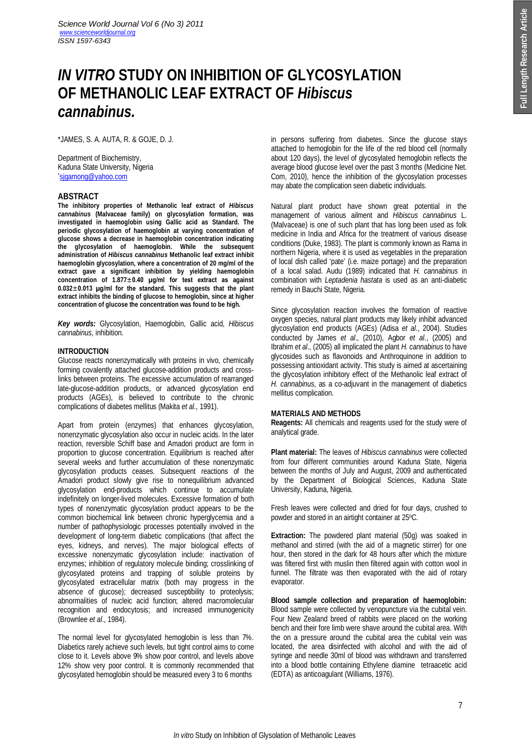# *IN VITRO* STUDY ON INHIBITION OF GLYCOSYLATION OF METHANOLIC LEAF EXTRACT OF *Hibiscus cannabinus.*

\*JAMES, S. A. AUTA, R. & GOJE, D. J.

Department of Biochemistry,
Kaduna State University, Nigeria
\*sjgamong@yahoo.com

## ABSTRACT

**The inhibitory properties of Methanolic leaf extract of *Hibiscus cannabinus* (Malvaceae family) on glycosylation formation, was investigated in haemoglobin using Gallic acid as Standard. The periodic glycosylation of haemoglobin at varying concentration of glucose shows a decrease in haemoglobin concentration indicating the glycosylation of haemoglobin. While the subsequent administration of *Hibiscus cannabinus* Methanolic leaf extract inhibit haemoglobin glycosylation, where a concentration of 20 mg/ml of the extract gave a significant inhibition by yielding haemoglobin concentration of 1.877±0.40 µg/ml for test extract as against 0.032±0.013 µg/ml for the standard. This suggests that the plant extract inhibits the binding of glucose to hemoglobin, since at higher concentration of glucose the concentration was found to be high.**

***Key words:*** Glycosylation, Haemoglobin, Gallic acid, *Hibiscus cannabinus*, inhibition.

## INTRODUCTION

Glucose reacts nonenzymatically with proteins in vivo, chemically forming covalently attached glucose-addition products and cross-links between proteins. The excessive accumulation of rearranged late-glucose-addition products, or advanced glycosylation end products (AGEs), is believed to contribute to the chronic complications of diabetes mellitus (Makita *et al.*, 1991).

Apart from protein (enzymes) that enhances glycosylation, nonenzymatic glycosylation also occur in nucleic acids. In the later reaction, reversible Schiff base and Amadori product are form in proportion to glucose concentration. Equilibrium is reached after several weeks and further accumulation of these nonenzymatic glycosylation products ceases. Subsequent reactions of the Amadori product slowly give rise to nonequilibrium advanced glycosylation end-products which continue to accumulate indefinitely on longer-lived molecules. Excessive formation of both types of nonenzymatic glycosylation product appears to be the common biochemical link between chronic hyperglycemia and a number of pathophysiologic processes potentially involved in the development of long-term diabetic complications (that affect the eyes, kidneys, and nerves). The major biological effects of excessive nonenzymatic glycosylation include: inactivation of enzymes; inhibition of regulatory molecule binding; crosslinking of glycosylated proteins and trapping of soluble proteins by glycosylated extracellular matrix (both may progress in the absence of glucose); decreased susceptibility to proteolysis; abnormalities of nucleic acid function; altered macromolecular recognition and endocytosis; and increased immunogenicity (Brownlee *et al*., 1984).

The normal level for glycosylated hemoglobin is less than 7%. Diabetics rarely achieve such levels, but tight control aims to come close to it. Levels above 9% show poor control, and levels above 12% show very poor control. It is commonly recommended that glycosylated hemoglobin should be measured every 3 to 6 months in persons suffering from diabetes. Since the glucose stays attached to hemoglobin for the life of the red blood cell (normally about 120 days), the level of glycosylated hemoglobin reflects the average blood glucose level over the past 3 months (Medicine Net. Com, 2010), hence the inhibition of the glycosylation processes may abate the complication seen diabetic individuals.

Natural plant product have shown great potential in the management of various ailment and *Hibiscus cannabinus* L. (Malvaceae) is one of such plant that has long been used as folk medicine in India and Africa for the treatment of various disease conditions (Duke, 1983). The plant is commonly known as Rama in northern Nigeria, where it is used as vegetables in the preparation of local dish called 'pate' (i.e. maize portage) and the preparation of a local salad. Audu (1989) indicated that *H. cannabinus* in combination with *Leptadenia hastata* is used as an anti-diabetic remedy in Bauchi State, Nigeria.

Since glycosylation reaction involves the formation of reactive oxygen species, natural plant products may likely inhibit advanced glycosylation end products (AGEs) (Adisa *et al*., 2004). Studies conducted by James *et al*., (2010), Agbor *et al*., (2005) and Ibrahim *et al*., (2005) all implicated the plant *H. cannabinus* to have glycosides such as flavonoids and Anthroquinone in addition to possessing antioxidant activity. This study is aimed at ascertaining the glycosylation inhibitory effect of the Methanolic leaf extract of *H. cannabinus,* as a co-adjuvant in the management of diabetics mellitus complication.

## MATERIALS AND METHODS

**Reagents:** All chemicals and reagents used for the study were of analytical grade.

**Plant material:** The leaves of *Hibiscus cannabinus* were collected from four different communities around Kaduna State, Nigeria between the months of July and August, 2009 and authenticated by the Department of Biological Sciences, Kaduna State University, Kaduna, Nigeria.

Fresh leaves were collected and dried for four days, crushed to powder and stored in an airtight container at 25$^{o}$C.

**Extraction:** The powdered plant material (50g) was soaked in methanol and stirred (with the aid of a magnetic stirrer) for one hour, then stored in the dark for 48 hours after which the mixture was filtered first with muslin then filtered again with cotton wool in funnel. The filtrate was then evaporated with the aid of rotary evaporator.

**Blood sample collection and preparation of haemoglobin:** Blood sample were collected by venopuncture via the cubital vein. Four New Zealand breed of rabbits were placed on the working bench and their fore limb were shave around the cubital area. With the on a pressure around the cubital area the cubital vein was located, the area disinfected with alcohol and with the aid of syringe and needle 30ml of blood was withdrawn and transferred into a blood bottle containing Ethylene diamine tetraacetic acid (EDTA) as anticoagulant (Williams, 1976).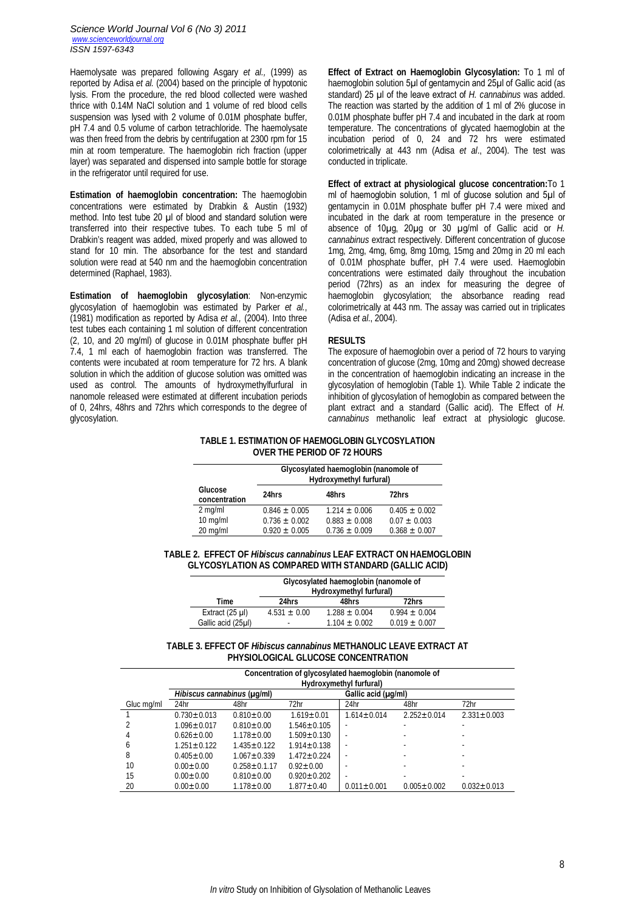Haemolysate was prepared following Asgary *et al.,* (1999) as reported by Adisa *et al.* (2004) based on the principle of hypotonic lysis. From the procedure, the red blood collected were washed thrice with 0.14M NaCl solution and 1 volume of red blood cells suspension was lysed with 2 volume of 0.01M phosphate buffer, pH 7.4 and 0.5 volume of carbon tetrachloride. The haemolysate was then freed from the debris by centrifugation at 2300 rpm for 15 min at room temperature. The haemoglobin rich fraction (upper layer) was separated and dispensed into sample bottle for storage in the refrigerator until required for use.

**Estimation of haemoglobin concentration:** The haemoglobin concentrations were estimated by Drabkin & Austin (1932) method. Into test tube 20 µl of blood and standard solution were transferred into their respective tubes. To each tube 5 ml of Drabkin's reagent was added, mixed properly and was allowed to stand for 10 min. The absorbance for the test and standard solution were read at 540 nm and the haemoglobin concentration determined (Raphael, 1983).

**Estimation of haemoglobin glycosylation**: Non-enzymic glycosylation of haemoglobin was estimated by Parker *et al.*, (1981) modification as reported by Adisa *et al.,* (2004). Into three test tubes each containing 1 ml solution of different concentration (2, 10, and 20 mg/ml) of glucose in 0.01M phosphate buffer pH 7.4, 1 ml each of haemoglobin fraction was transferred. The contents were incubated at room temperature for 72 hrs. A blank solution in which the addition of glucose solution was omitted was used as control. The amounts of hydroxymethylfurfural in nanomole released were estimated at different incubation periods of 0, 24hrs, 48hrs and 72hrs which corresponds to the degree of glycosylation.

**Effect of Extract on Haemoglobin Glycosylation:** To 1 ml of haemoglobin solution 5µl of gentamycin and 25µl of Gallic acid (as standard) 25 µl of the leave extract of *H. cannabinus* was added. The reaction was started by the addition of 1 ml of 2% glucose in 0.01M phosphate buffer pH 7.4 and incubated in the dark at room temperature. The concentrations of glycated haemoglobin at the incubation period of 0, 24 and 72 hrs were estimated colorimetrically at 443 nm (Adisa *et al*., 2004). The test was conducted in triplicate.

**Effect of extract at physiological glucose concentration:** To 1 ml of haemoglobin solution, 1 ml of glucose solution and 5µl of gentamycin in 0.01M phosphate buffer pH 7.4 were mixed and incubated in the dark at room temperature in the presence or absence of 10µg, 20µg or 30 µg/ml of Gallic acid or *H. cannabinus* extract respectively. Different concentration of glucose 1mg, 2mg, 4mg, 6mg, 8mg 10mg, 15mg and 20mg in 20 ml each of 0.01M phosphate buffer, pH 7.4 were used. Haemoglobin concentrations were estimated daily throughout the incubation period (72hrs) as an index for measuring the degree of haemoglobin glycosylation; the absorbance reading read colorimetrically at 443 nm. The assay was carried out in triplicates (Adisa *et al*., 2004).

## RESULTS

The exposure of haemoglobin over a period of 72 hours to varying concentration of glucose (2mg, 10mg and 20mg) showed decrease in the concentration of haemoglobin indicating an increase in the glycosylation of hemoglobin (Table 1). While Table 2 indicate the inhibition of glycosylation of hemoglobin as compared between the plant extract and a standard (Gallic acid). The Effect of *H. cannabinus* methanolic leaf extract at physiologic glucose.

**TABLE 1. ESTIMATION OF HAEMOGLOBIN GLYCOSYLATION OVER THE PERIOD OF 72 HOURS**

| | Glycosylated haemoglobin (nanomole of Hydroxymethyl furfural) | | |
|---|---|---|---|
| Glucose concentration | 24hrs | 48hrs | 72hrs |
| 2 mg/ml | 0.846 ± 0.005 | 1.214 ± 0.006 | 0.405 ± 0.002 |
| 10 mg/ml | 0.736 ± 0.002 | 0.883 ± 0.008 | 0.07 ± 0.003 |
| 20 mg/ml | 0.920 ± 0.005 | 0.736 ± 0.009 | 0.368 ± 0.007 |

**TABLE 2. EFFECT OF *Hibiscus cannabinus* LEAF EXTRACT ON HAEMOGLOBIN GLYCOSYLATION AS COMPARED WITH STANDARD (GALLIC ACID)**

| | Glycosylated haemoglobin (nanomole of Hydroxymethyl furfural) | | |
|---|---|---|---|
| Time | 24hrs | 48hrs | 72hrs |
| Extract (25 µl) | 4.531 ± 0.00 | 1.288 ± 0.004 | 0.994 ± 0.004 |
| Gallic acid (25µl) | - | 1.104 ± 0.002 | 0.019 ± 0.007 |

**TABLE 3. EFFECT OF *Hibiscus cannabinus* METHANOLIC LEAVE EXTRACT AT PHYSIOLOGICAL GLUCOSE CONCENTRATION**

| | Concentration of glycosylated haemoglobin (nanomole of Hydroxymethyl furfural) | | | | | |
|---|---|---|---|---|---|---|
| | *Hibiscus cannabinus* (µg/ml) | | | Gallic acid (µg/ml) | | |
| Gluc mg/ml | 24hr | 48hr | 72hr | 24hr | 48hr | 72hr |
| 1 | 0.730±0.013 | 0.810±0.00 | 1.619±0.01 | 1.614±0.014 | 2.252±0.014 | 2.331±0.003 |
| 2 | 1.096±0.017 | 0.810±0.00 | 1.546±0.105 | - | - | - |
| 4 | 0.626±0.00 | 1.178±0.00 | 1.509±0.130 | - | - | - |
| 6 | 1.251±0.122 | 1.435±0.122 | 1.914±0.138 | - | - | - |
| 8 | 0.405±0.00 | 1.067±0.339 | 1.472±0.224 | - | - | - |
| 10 | 0.00±0.00 | 0.258±0.1.17 | 0.92±0.00 | - | - | - |
| 15 | 0.00±0.00 | 0.810±0.00 | 0.920±0.202 | - | - | - |
| 20 | 0.00±0.00 | 1.178±0.00 | 1.877±0.40 | 0.011±0.001 | 0.005±0.002 | 0.032±0.013 |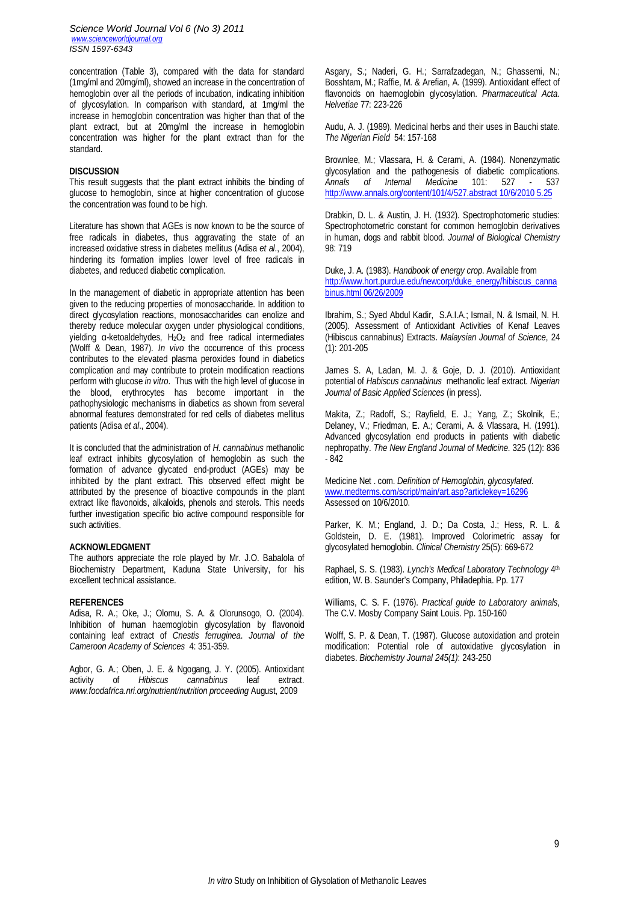concentration (Table 3), compared with the data for standard (1mg/ml and 20mg/ml), showed an increase in the concentration of hemoglobin over all the periods of incubation, indicating inhibition of glycosylation. In comparison with standard, at 1mg/ml the increase in hemoglobin concentration was higher than that of the plant extract, but at 20mg/ml the increase in hemoglobin concentration was higher for the plant extract than for the standard.

**DISCUSSION**

This result suggests that the plant extract inhibits the binding of glucose to hemoglobin, since at higher concentration of glucose the concentration was found to be high.

Literature has shown that AGEs is now known to be the source of free radicals in diabetes, thus aggravating the state of an increased oxidative stress in diabetes mellitus (Adisa *et al*., 2004), hindering its formation implies lower level of free radicals in diabetes, and reduced diabetic complication.

In the management of diabetic in appropriate attention has been given to the reducing properties of monosaccharide. In addition to direct glycosylation reactions, monosaccharides can enolize and thereby reduce molecular oxygen under physiological conditions, yielding α-ketoaldehydes, $H_2O_2$ and free radical intermediates (Wolff & Dean, 1987). *In vivo* the occurrence of this process contributes to the elevated plasma peroxides found in diabetics complication and may contribute to protein modification reactions perform with glucose *in vitro*. Thus with the high level of glucose in the blood, erythrocytes has become important in the pathophysiologic mechanisms in diabetics as shown from several abnormal features demonstrated for red cells of diabetes mellitus patients (Adisa *et al*., 2004).

It is concluded that the administration of *H. cannabinus* methanolic leaf extract inhibits glycosylation of hemoglobin as such the formation of advance glycated end-product (AGEs) may be inhibited by the plant extract. This observed effect might be attributed by the presence of bioactive compounds in the plant extract like flavonoids, alkaloids, phenols and sterols. This needs further investigation specific bio active compound responsible for such activities.

**ACKNOWLEDGMENT**

The authors appreciate the role played by Mr. J.O. Babalola of Biochemistry Department, Kaduna State University, for his excellent technical assistance.

**REFERENCES**

Adisa, R. A.; Oke, J.; Olomu, S. A. & Olorunsogo, O. (2004). Inhibition of human haemoglobin glycosylation by flavonoid containing leaf extract of *Cnestis ferruginea*. *Journal of the Cameroon Academy of Sciences* 4: 351-359.

Agbor, G. A.; Oben, J. E. & Ngogang, J. Y. (2005). Antioxidant activity of *Hibiscus cannabinus* leaf extract. *www.foodafrica.nri.org/nutrient/nutrition proceeding* August, 2009

Asgary, S.; Naderi, G. H.; Sarrafzadegan, N.; Ghassemi, N.; Bosshtam, M.; Raffie, M. & Arefian, A. (1999). Antioxidant effect of flavonoids on haemoglobin glycosylation. *Pharmaceutical Acta. Helvetiae* 77: 223-226

Audu, A. J. (1989). Medicinal herbs and their uses in Bauchi state. *The Nigerian Field* 54: 157-168

Brownlee, M.; Vlassara, H. & Cerami, A. (1984). Nonenzymatic glycosylation and the pathogenesis of diabetic complications. *Annals of Internal Medicine* 101: 527 - 537 http://www.annals.org/content/101/4/527.abstract 10/6/2010 5.25

Drabkin, D. L. & Austin, J. H. (1932). Spectrophotometric studies: Spectrophotometric constant for common hemoglobin derivatives in human, dogs and rabbit blood. *Journal of Biological Chemistry* 98: 719

Duke, J. A. (1983). *Handbook of energy crop*. Available from http://www.hort.purdue.edu/newcorp/duke_energy/hibiscus_cannabinus.html 06/26/2009

Ibrahim, S.; Syed Abdul Kadir, S.A.I.A.; Ismail, N. & Ismail, N. H. (2005). Assessment of Antioxidant Activities of Kenaf Leaves (Hibiscus cannabinus) Extracts. *Malaysian Journal of Science*, 24 (1): 201-205

James S. A, Ladan, M. J. & Goje, D. J. (2010). Antioxidant potential of *Habiscus cannabinus* methanolic leaf extract. *Nigerian Journal of Basic Applied Sciences* (in press).

Makita, Z.; Radoff, S.; Rayfield, E. J.; Yang, Z.; Skolnik, E.; Delaney, V.; Friedman, E. A.; Cerami, A. & Vlassara, H. (1991). Advanced glycosylation end products in patients with diabetic nephropathy. *The New England Journal of Medicine*. 325 (12): 836 - 842

Medicine Net . com. *Definition of Hemoglobin, glycosylated*. www.medterms.com/script/main/art.asp?articlekey=16296 Assessed on 10/6/2010.

Parker, K. M.; England, J. D.; Da Costa, J.; Hess, R. L. & Goldstein, D. E. (1981). Improved Colorimetric assay for glycosylated hemoglobin. *Clinical Chemistry* 25(5): 669-672

Raphael, S. S. (1983). *Lynch's Medical Laboratory Technology* 4th edition, W. B. Saunder's Company, Philadephia. Pp. 177

Williams, C. S. F. (1976). *Practical guide to Laboratory animals,* The C.V. Mosby Company Saint Louis. Pp. 150-160

Wolff, S. P. & Dean, T. (1987). Glucose autoxidation and protein modification: Potential role of autoxidative glycosylation in diabetes. *Biochemistry Journal 245(1)*: 243-250